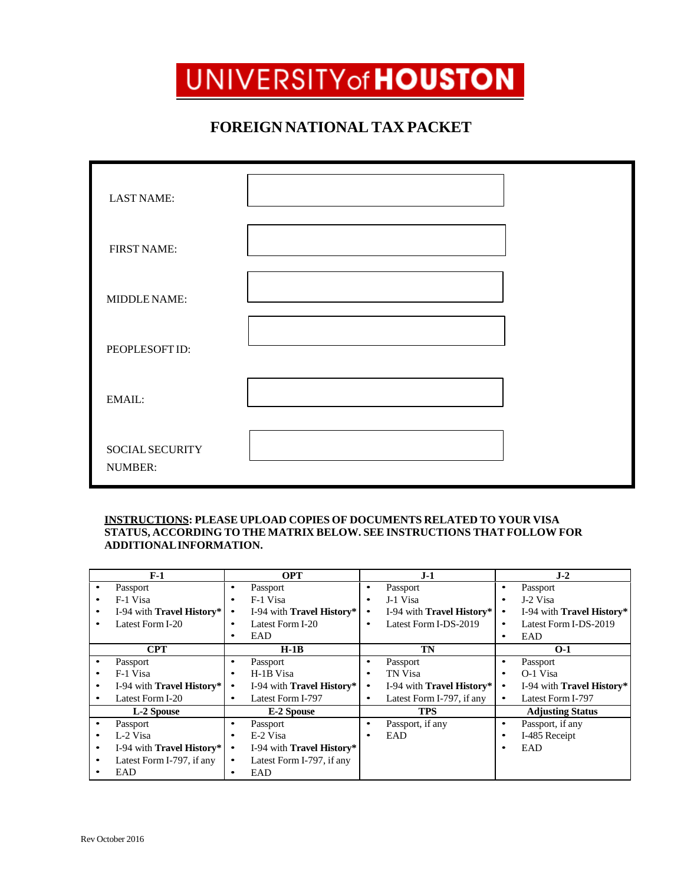# UNIVERSITY of HOUSTON

## FOREIGN NATIONAL TAX PACKET

| | |
|---|---|
| LAST NAME: | |
| FIRST NAME: | |
| MIDDLE NAME: | |
| PEOPLESOFT ID: | |
| EMAIL: | |
| SOCIAL SECURITY NUMBER: | |

**<u>INSTRUCTIONS</u>: PLEASE UPLOAD COPIES OF DOCUMENTS RELATED TO YOUR VISA STATUS, ACCORDING TO THE MATRIX BELOW. SEE INSTRUCTIONS THAT FOLLOW FOR ADDITIONAL INFORMATION.**

| F-1 | OPT | J-1 | J-2 |
|---|---|---|---|
| • Passport<br>• F-1 Visa<br>• I-94 with **Travel History***<br>• Latest Form I-20 | • Passport<br>• F-1 Visa<br>• I-94 with **Travel History***<br>• Latest Form I-20<br>• EAD | • Passport<br>• J-1 Visa<br>• I-94 with **Travel History***<br>• Latest Form I-DS-2019 | • Passport<br>• J-2 Visa<br>• I-94 with **Travel History***<br>• Latest Form I-DS-2019<br>• EAD |
| **CPT** | **H-1B** | **TN** | **O-1** |
| • Passport<br>• F-1 Visa<br>• I-94 with **Travel History***<br>• Latest Form I-20 | • Passport<br>• H-1B Visa<br>• I-94 with **Travel History***<br>• Latest Form I-797 | • Passport<br>• TN Visa<br>• I-94 with **Travel History***<br>• Latest Form I-797, if any | • Passport<br>• O-1 Visa<br>• I-94 with **Travel History***<br>• Latest Form I-797 |
| **L-2 Spouse** | **E-2 Spouse** | **TPS** | **Adjusting Status** |
| • Passport<br>• L-2 Visa<br>• I-94 with **Travel History***<br>• Latest Form I-797, if any<br>• EAD | • Passport<br>• E-2 Visa<br>• I-94 with **Travel History***<br>• Latest Form I-797, if any<br>• EAD | • Passport, if any<br>• EAD | • Passport, if any<br>• I-485 Receipt<br>• EAD |

Rev October 2016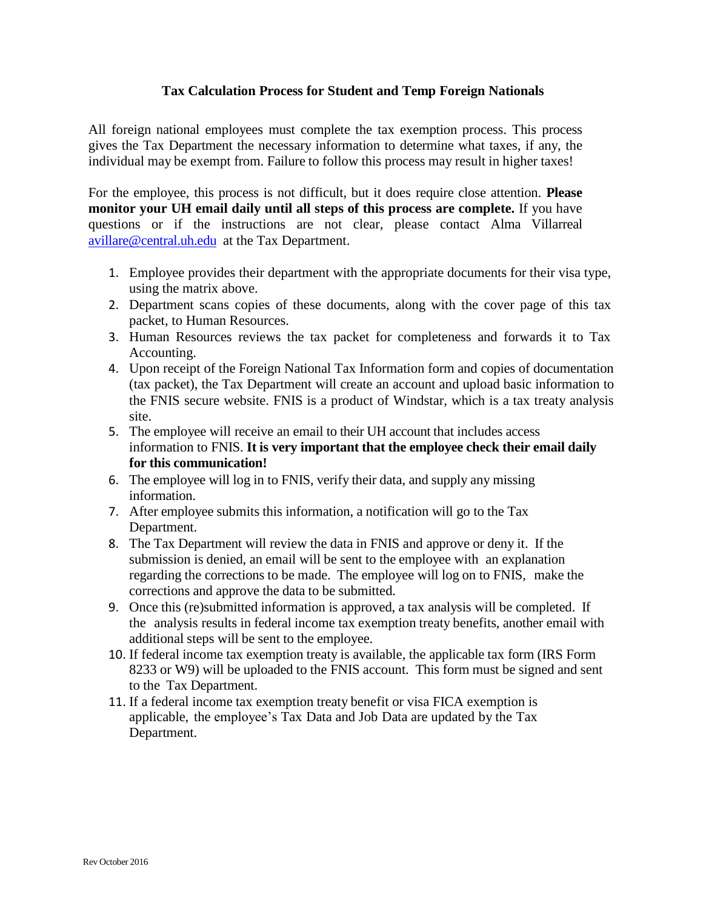# Tax Calculation Process for Student and Temp Foreign Nationals

All foreign national employees must complete the tax exemption process. This process gives the Tax Department the necessary information to determine what taxes, if any, the individual may be exempt from. Failure to follow this process may result in higher taxes!

For the employee, this process is not difficult, but it does require close attention. **Please monitor your UH email daily until all steps of this process are complete.** If you have questions or if the instructions are not clear, please contact Alma Villarreal avillare@central.uh.edu at the Tax Department.

1. Employee provides their department with the appropriate documents for their visa type, using the matrix above.
2. Department scans copies of these documents, along with the cover page of this tax packet, to Human Resources.
3. Human Resources reviews the tax packet for completeness and forwards it to Tax Accounting.
4. Upon receipt of the Foreign National Tax Information form and copies of documentation (tax packet), the Tax Department will create an account and upload basic information to the FNIS secure website. FNIS is a product of Windstar, which is a tax treaty analysis site.
5. The employee will receive an email to their UH account that includes access information to FNIS. **It is very important that the employee check their email daily for this communication!**
6. The employee will log in to FNIS, verify their data, and supply any missing information.
7. After employee submits this information, a notification will go to the Tax Department.
8. The Tax Department will review the data in FNIS and approve or deny it. If the submission is denied, an email will be sent to the employee with an explanation regarding the corrections to be made. The employee will log on to FNIS, make the corrections and approve the data to be submitted.
9. Once this (re)submitted information is approved, a tax analysis will be completed. If the analysis results in federal income tax exemption treaty benefits, another email with additional steps will be sent to the employee.
10. If federal income tax exemption treaty is available, the applicable tax form (IRS Form 8233 or W9) will be uploaded to the FNIS account. This form must be signed and sent to the Tax Department.
11. If a federal income tax exemption treaty benefit or visa FICA exemption is applicable, the employee's Tax Data and Job Data are updated by the Tax Department.

Rev October 2016